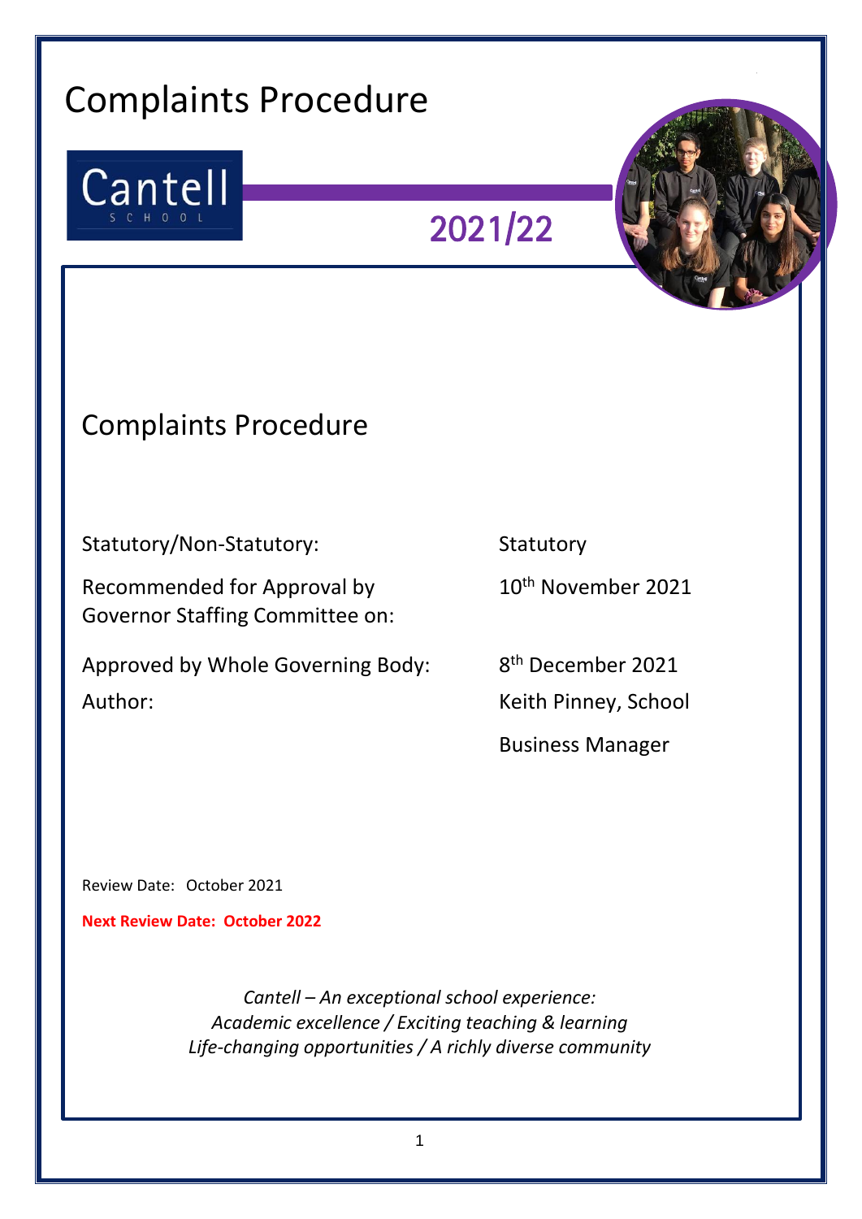# Complaints Procedure

Cantell

SCHOOL

2021/22

## Complaints Procedure

| | |
|---|---|
| Statutory/Non-Statutory: | Statutory |
| Recommended for Approval by Governor Staffing Committee on: | 10th November 2021 |
| Approved by Whole Governing Body: | 8th December 2021 |
| Author: | Keith Pinney, School Business Manager |

Review Date: October 2021

**Next Review Date: October 2022**

*Cantell – An exceptional school experience:*
*Academic excellence / Exciting teaching & learning*
*Life-changing opportunities / A richly diverse community*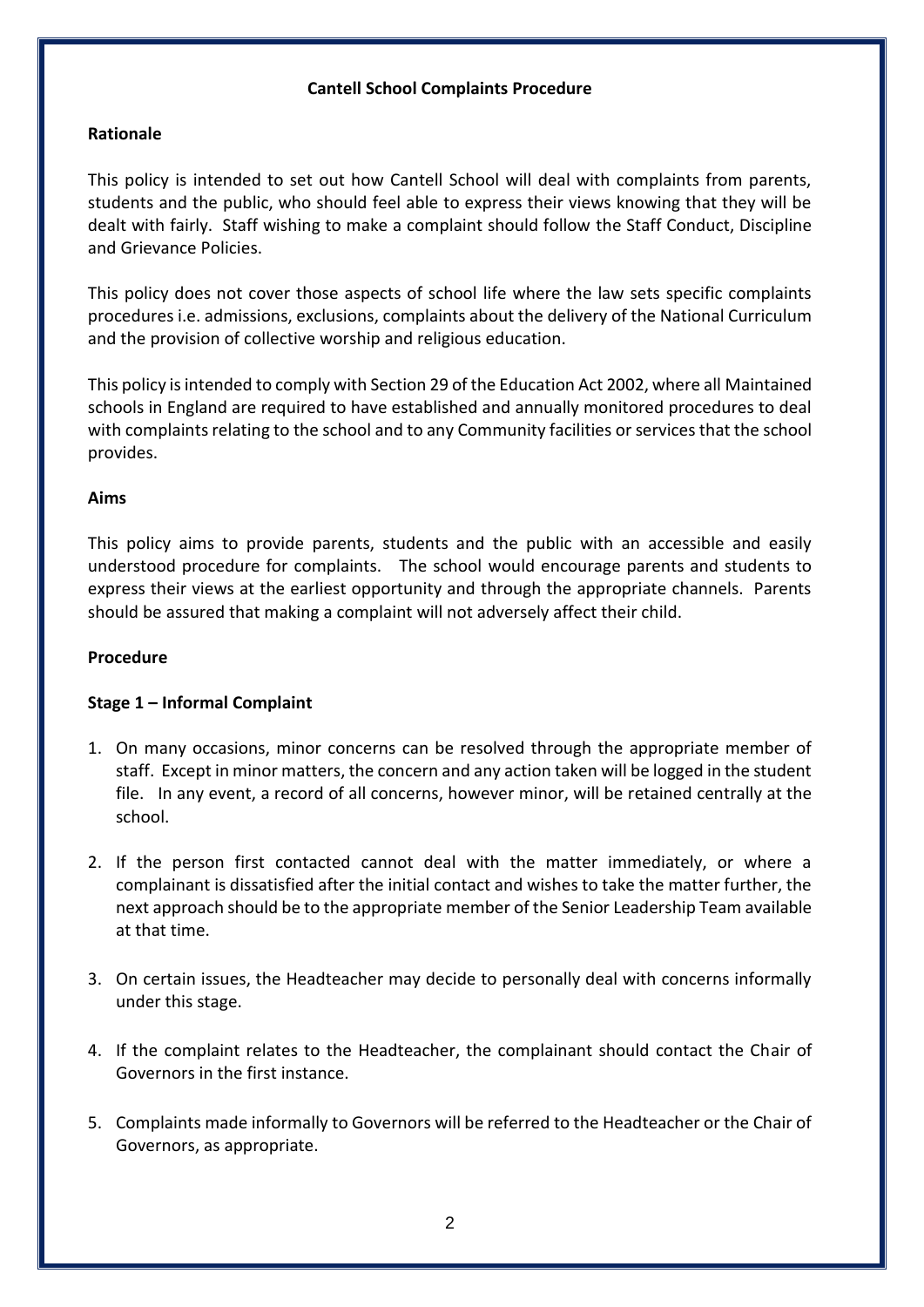# Cantell School Complaints Procedure

## Rationale

This policy is intended to set out how Cantell School will deal with complaints from parents, students and the public, who should feel able to express their views knowing that they will be dealt with fairly. Staff wishing to make a complaint should follow the Staff Conduct, Discipline and Grievance Policies.

This policy does not cover those aspects of school life where the law sets specific complaints procedures i.e. admissions, exclusions, complaints about the delivery of the National Curriculum and the provision of collective worship and religious education.

This policy is intended to comply with Section 29 of the Education Act 2002, where all Maintained schools in England are required to have established and annually monitored procedures to deal with complaints relating to the school and to any Community facilities or services that the school provides.

## Aims

This policy aims to provide parents, students and the public with an accessible and easily understood procedure for complaints. The school would encourage parents and students to express their views at the earliest opportunity and through the appropriate channels. Parents should be assured that making a complaint will not adversely affect their child.

## Procedure

### Stage 1 – Informal Complaint

1. On many occasions, minor concerns can be resolved through the appropriate member of staff. Except in minor matters, the concern and any action taken will be logged in the student file. In any event, a record of all concerns, however minor, will be retained centrally at the school.

2. If the person first contacted cannot deal with the matter immediately, or where a complainant is dissatisfied after the initial contact and wishes to take the matter further, the next approach should be to the appropriate member of the Senior Leadership Team available at that time.

3. On certain issues, the Headteacher may decide to personally deal with concerns informally under this stage.

4. If the complaint relates to the Headteacher, the complainant should contact the Chair of Governors in the first instance.

5. Complaints made informally to Governors will be referred to the Headteacher or the Chair of Governors, as appropriate.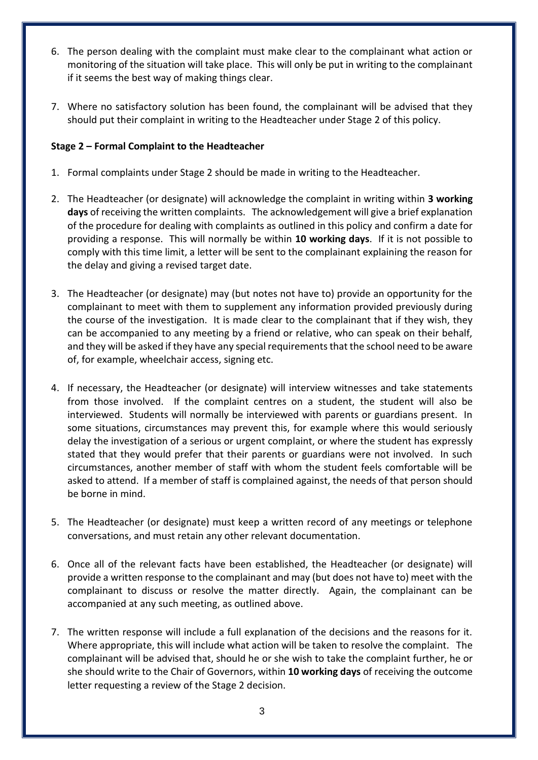6. The person dealing with the complaint must make clear to the complainant what action or monitoring of the situation will take place. This will only be put in writing to the complainant if it seems the best way of making things clear.

7. Where no satisfactory solution has been found, the complainant will be advised that they should put their complaint in writing to the Headteacher under Stage 2 of this policy.

**Stage 2 – Formal Complaint to the Headteacher**

1. Formal complaints under Stage 2 should be made in writing to the Headteacher.

2. The Headteacher (or designate) will acknowledge the complaint in writing within **3 working days** of receiving the written complaints. The acknowledgement will give a brief explanation of the procedure for dealing with complaints as outlined in this policy and confirm a date for providing a response. This will normally be within **10 working days**. If it is not possible to comply with this time limit, a letter will be sent to the complainant explaining the reason for the delay and giving a revised target date.

3. The Headteacher (or designate) may (but notes not have to) provide an opportunity for the complainant to meet with them to supplement any information provided previously during the course of the investigation. It is made clear to the complainant that if they wish, they can be accompanied to any meeting by a friend or relative, who can speak on their behalf, and they will be asked if they have any special requirements that the school need to be aware of, for example, wheelchair access, signing etc.

4. If necessary, the Headteacher (or designate) will interview witnesses and take statements from those involved. If the complaint centres on a student, the student will also be interviewed. Students will normally be interviewed with parents or guardians present. In some situations, circumstances may prevent this, for example where this would seriously delay the investigation of a serious or urgent complaint, or where the student has expressly stated that they would prefer that their parents or guardians were not involved. In such circumstances, another member of staff with whom the student feels comfortable will be asked to attend. If a member of staff is complained against, the needs of that person should be borne in mind.

5. The Headteacher (or designate) must keep a written record of any meetings or telephone conversations, and must retain any other relevant documentation.

6. Once all of the relevant facts have been established, the Headteacher (or designate) will provide a written response to the complainant and may (but does not have to) meet with the complainant to discuss or resolve the matter directly. Again, the complainant can be accompanied at any such meeting, as outlined above.

7. The written response will include a full explanation of the decisions and the reasons for it. Where appropriate, this will include what action will be taken to resolve the complaint. The complainant will be advised that, should he or she wish to take the complaint further, he or she should write to the Chair of Governors, within **10 working days** of receiving the outcome letter requesting a review of the Stage 2 decision.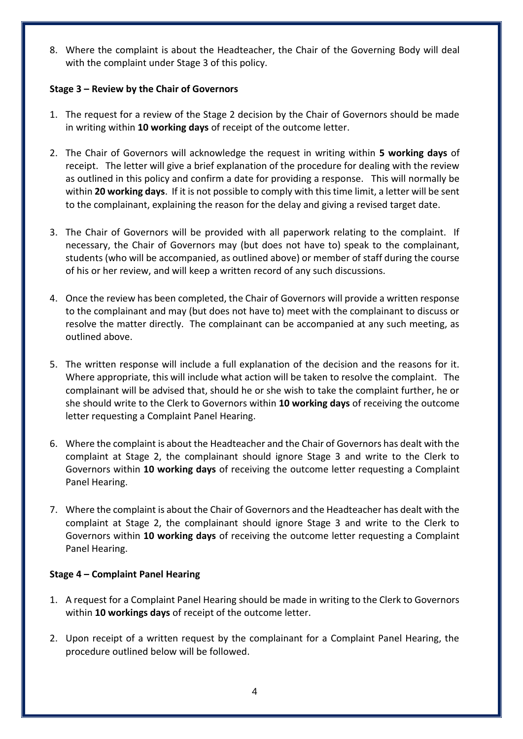8. Where the complaint is about the Headteacher, the Chair of the Governing Body will deal with the complaint under Stage 3 of this policy.

**Stage 3 – Review by the Chair of Governors**

1. The request for a review of the Stage 2 decision by the Chair of Governors should be made in writing within **10 working days** of receipt of the outcome letter.

2. The Chair of Governors will acknowledge the request in writing within **5 working days** of receipt. The letter will give a brief explanation of the procedure for dealing with the review as outlined in this policy and confirm a date for providing a response. This will normally be within **20 working days**. If it is not possible to comply with this time limit, a letter will be sent to the complainant, explaining the reason for the delay and giving a revised target date.

3. The Chair of Governors will be provided with all paperwork relating to the complaint. If necessary, the Chair of Governors may (but does not have to) speak to the complainant, students (who will be accompanied, as outlined above) or member of staff during the course of his or her review, and will keep a written record of any such discussions.

4. Once the review has been completed, the Chair of Governors will provide a written response to the complainant and may (but does not have to) meet with the complainant to discuss or resolve the matter directly. The complainant can be accompanied at any such meeting, as outlined above.

5. The written response will include a full explanation of the decision and the reasons for it. Where appropriate, this will include what action will be taken to resolve the complaint. The complainant will be advised that, should he or she wish to take the complaint further, he or she should write to the Clerk to Governors within **10 working days** of receiving the outcome letter requesting a Complaint Panel Hearing.

6. Where the complaint is about the Headteacher and the Chair of Governors has dealt with the complaint at Stage 2, the complainant should ignore Stage 3 and write to the Clerk to Governors within **10 working days** of receiving the outcome letter requesting a Complaint Panel Hearing.

7. Where the complaint is about the Chair of Governors and the Headteacher has dealt with the complaint at Stage 2, the complainant should ignore Stage 3 and write to the Clerk to Governors within **10 working days** of receiving the outcome letter requesting a Complaint Panel Hearing.

**Stage 4 – Complaint Panel Hearing**

1. A request for a Complaint Panel Hearing should be made in writing to the Clerk to Governors within **10 workings days** of receipt of the outcome letter.

2. Upon receipt of a written request by the complainant for a Complaint Panel Hearing, the procedure outlined below will be followed.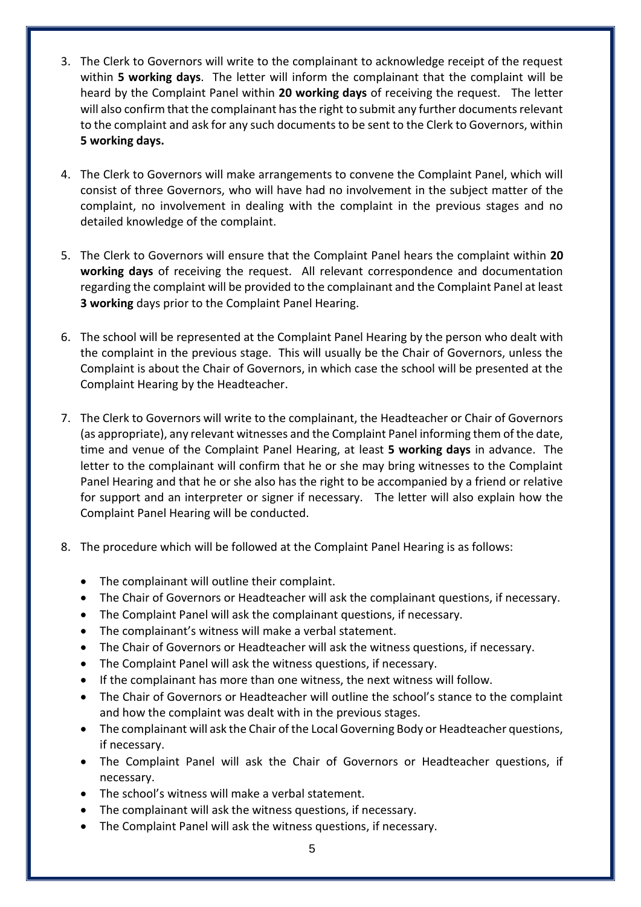3. The Clerk to Governors will write to the complainant to acknowledge receipt of the request within **5 working days**. The letter will inform the complainant that the complaint will be heard by the Complaint Panel within **20 working days** of receiving the request. The letter will also confirm that the complainant has the right to submit any further documents relevant to the complaint and ask for any such documents to be sent to the Clerk to Governors, within **5 working days.**

4. The Clerk to Governors will make arrangements to convene the Complaint Panel, which will consist of three Governors, who will have had no involvement in the subject matter of the complaint, no involvement in dealing with the complaint in the previous stages and no detailed knowledge of the complaint.

5. The Clerk to Governors will ensure that the Complaint Panel hears the complaint within **20 working days** of receiving the request. All relevant correspondence and documentation regarding the complaint will be provided to the complainant and the Complaint Panel at least **3 working** days prior to the Complaint Panel Hearing.

6. The school will be represented at the Complaint Panel Hearing by the person who dealt with the complaint in the previous stage. This will usually be the Chair of Governors, unless the Complaint is about the Chair of Governors, in which case the school will be presented at the Complaint Hearing by the Headteacher.

7. The Clerk to Governors will write to the complainant, the Headteacher or Chair of Governors (as appropriate), any relevant witnesses and the Complaint Panel informing them of the date, time and venue of the Complaint Panel Hearing, at least **5 working days** in advance. The letter to the complainant will confirm that he or she may bring witnesses to the Complaint Panel Hearing and that he or she also has the right to be accompanied by a friend or relative for support and an interpreter or signer if necessary. The letter will also explain how the Complaint Panel Hearing will be conducted.

8. The procedure which will be followed at the Complaint Panel Hearing is as follows:

   - The complainant will outline their complaint.
   - The Chair of Governors or Headteacher will ask the complainant questions, if necessary.
   - The Complaint Panel will ask the complainant questions, if necessary.
   - The complainant's witness will make a verbal statement.
   - The Chair of Governors or Headteacher will ask the witness questions, if necessary.
   - The Complaint Panel will ask the witness questions, if necessary.
   - If the complainant has more than one witness, the next witness will follow.
   - The Chair of Governors or Headteacher will outline the school's stance to the complaint and how the complaint was dealt with in the previous stages.
   - The complainant will ask the Chair of the Local Governing Body or Headteacher questions, if necessary.
   - The Complaint Panel will ask the Chair of Governors or Headteacher questions, if necessary.
   - The school's witness will make a verbal statement.
   - The complainant will ask the witness questions, if necessary.
   - The Complaint Panel will ask the witness questions, if necessary.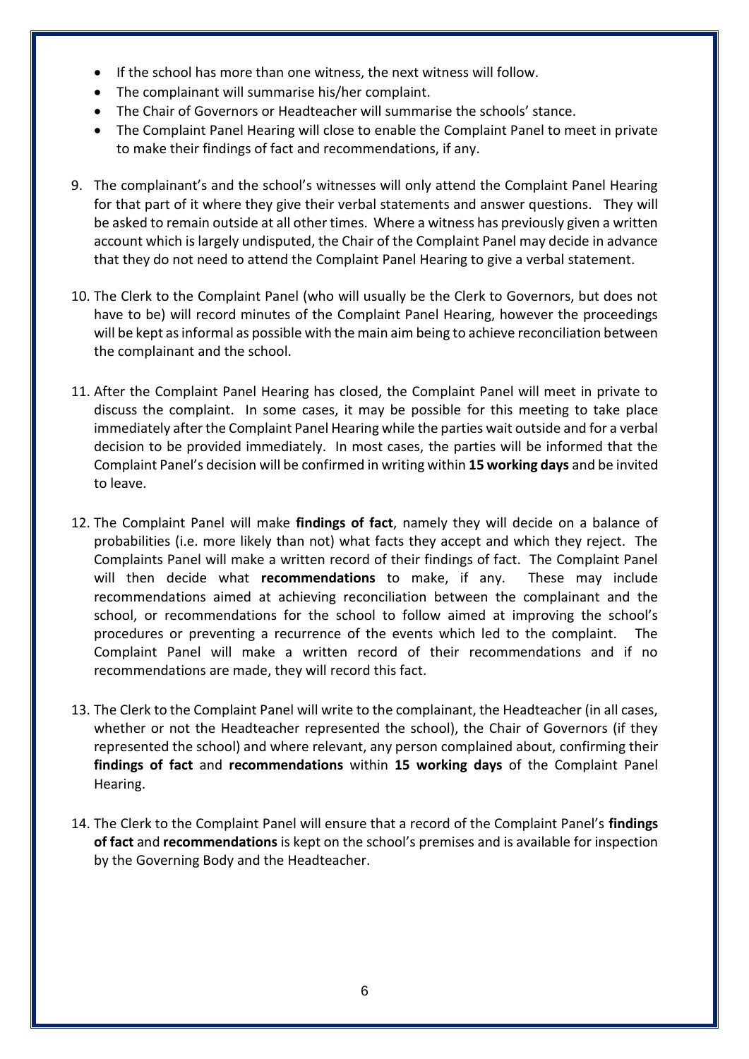- If the school has more than one witness, the next witness will follow.
- The complainant will summarise his/her complaint.
- The Chair of Governors or Headteacher will summarise the schools' stance.
- The Complaint Panel Hearing will close to enable the Complaint Panel to meet in private to make their findings of fact and recommendations, if any.

9. The complainant's and the school's witnesses will only attend the Complaint Panel Hearing for that part of it where they give their verbal statements and answer questions. They will be asked to remain outside at all other times. Where a witness has previously given a written account which is largely undisputed, the Chair of the Complaint Panel may decide in advance that they do not need to attend the Complaint Panel Hearing to give a verbal statement.

10. The Clerk to the Complaint Panel (who will usually be the Clerk to Governors, but does not have to be) will record minutes of the Complaint Panel Hearing, however the proceedings will be kept as informal as possible with the main aim being to achieve reconciliation between the complainant and the school.

11. After the Complaint Panel Hearing has closed, the Complaint Panel will meet in private to discuss the complaint. In some cases, it may be possible for this meeting to take place immediately after the Complaint Panel Hearing while the parties wait outside and for a verbal decision to be provided immediately. In most cases, the parties will be informed that the Complaint Panel's decision will be confirmed in writing within **15 working days** and be invited to leave.

12. The Complaint Panel will make **findings of fact**, namely they will decide on a balance of probabilities (i.e. more likely than not) what facts they accept and which they reject. The Complaints Panel will make a written record of their findings of fact. The Complaint Panel will then decide what **recommendations** to make, if any. These may include recommendations aimed at achieving reconciliation between the complainant and the school, or recommendations for the school to follow aimed at improving the school's procedures or preventing a recurrence of the events which led to the complaint. The Complaint Panel will make a written record of their recommendations and if no recommendations are made, they will record this fact.

13. The Clerk to the Complaint Panel will write to the complainant, the Headteacher (in all cases, whether or not the Headteacher represented the school), the Chair of Governors (if they represented the school) and where relevant, any person complained about, confirming their **findings of fact** and **recommendations** within **15 working days** of the Complaint Panel Hearing.

14. The Clerk to the Complaint Panel will ensure that a record of the Complaint Panel's **findings of fact** and **recommendations** is kept on the school's premises and is available for inspection by the Governing Body and the Headteacher.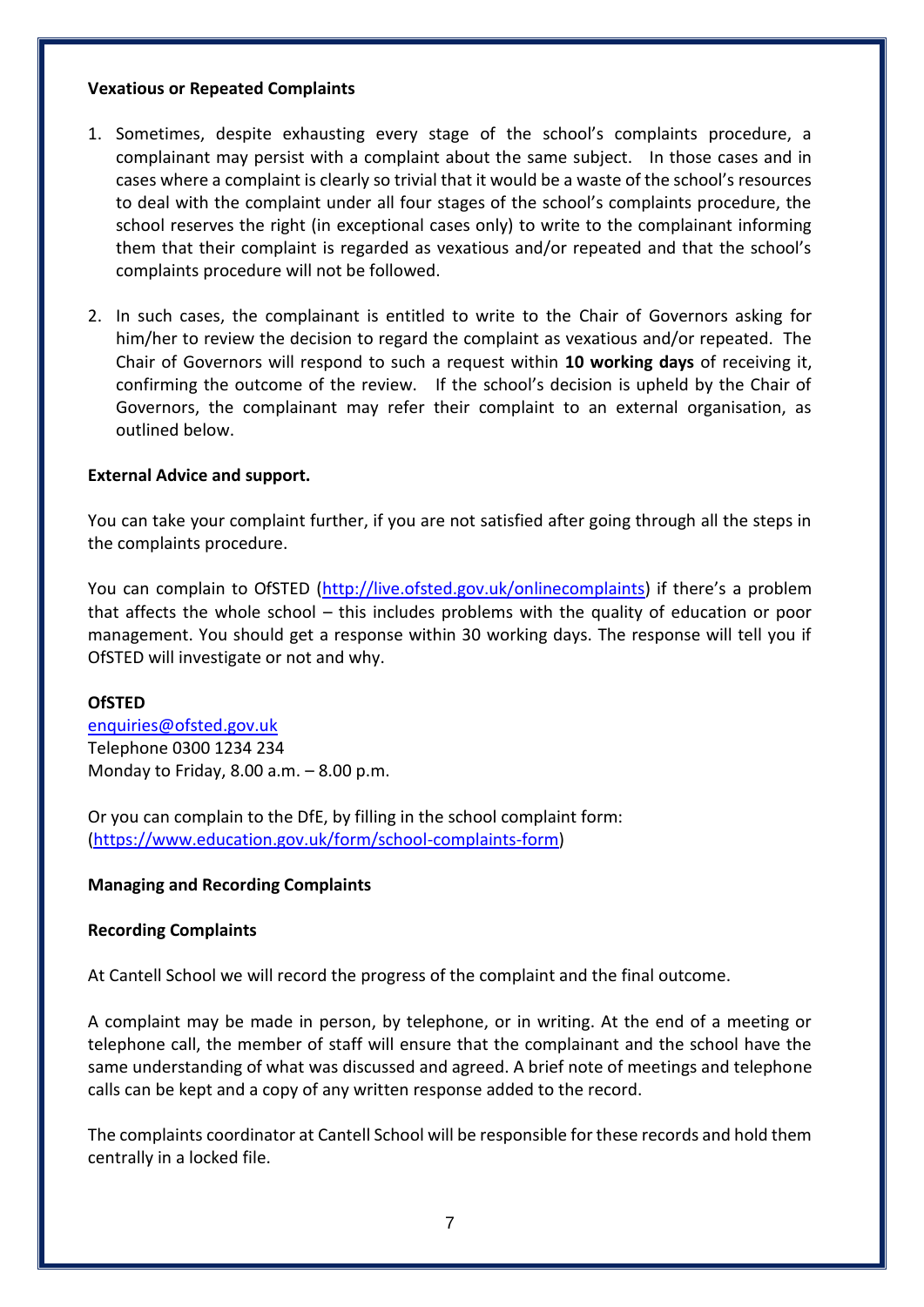**Vexatious or Repeated Complaints**

1. Sometimes, despite exhausting every stage of the school's complaints procedure, a complainant may persist with a complaint about the same subject. In those cases and in cases where a complaint is clearly so trivial that it would be a waste of the school's resources to deal with the complaint under all four stages of the school's complaints procedure, the school reserves the right (in exceptional cases only) to write to the complainant informing them that their complaint is regarded as vexatious and/or repeated and that the school's complaints procedure will not be followed.

2. In such cases, the complainant is entitled to write to the Chair of Governors asking for him/her to review the decision to regard the complaint as vexatious and/or repeated. The Chair of Governors will respond to such a request within **10 working days** of receiving it, confirming the outcome of the review. If the school's decision is upheld by the Chair of Governors, the complainant may refer their complaint to an external organisation, as outlined below.

**External Advice and support.**

You can take your complaint further, if you are not satisfied after going through all the steps in the complaints procedure.

You can complain to OfSTED (http://live.ofsted.gov.uk/onlinecomplaints) if there's a problem that affects the whole school – this includes problems with the quality of education or poor management. You should get a response within 30 working days. The response will tell you if OfSTED will investigate or not and why.

**OfSTED**
enquiries@ofsted.gov.uk
Telephone 0300 1234 234
Monday to Friday, 8.00 a.m. – 8.00 p.m.

Or you can complain to the DfE, by filling in the school complaint form:
(https://www.education.gov.uk/form/school-complaints-form)

**Managing and Recording Complaints**

**Recording Complaints**

At Cantell School we will record the progress of the complaint and the final outcome.

A complaint may be made in person, by telephone, or in writing. At the end of a meeting or telephone call, the member of staff will ensure that the complainant and the school have the same understanding of what was discussed and agreed. A brief note of meetings and telephone calls can be kept and a copy of any written response added to the record.

The complaints coordinator at Cantell School will be responsible for these records and hold them centrally in a locked file.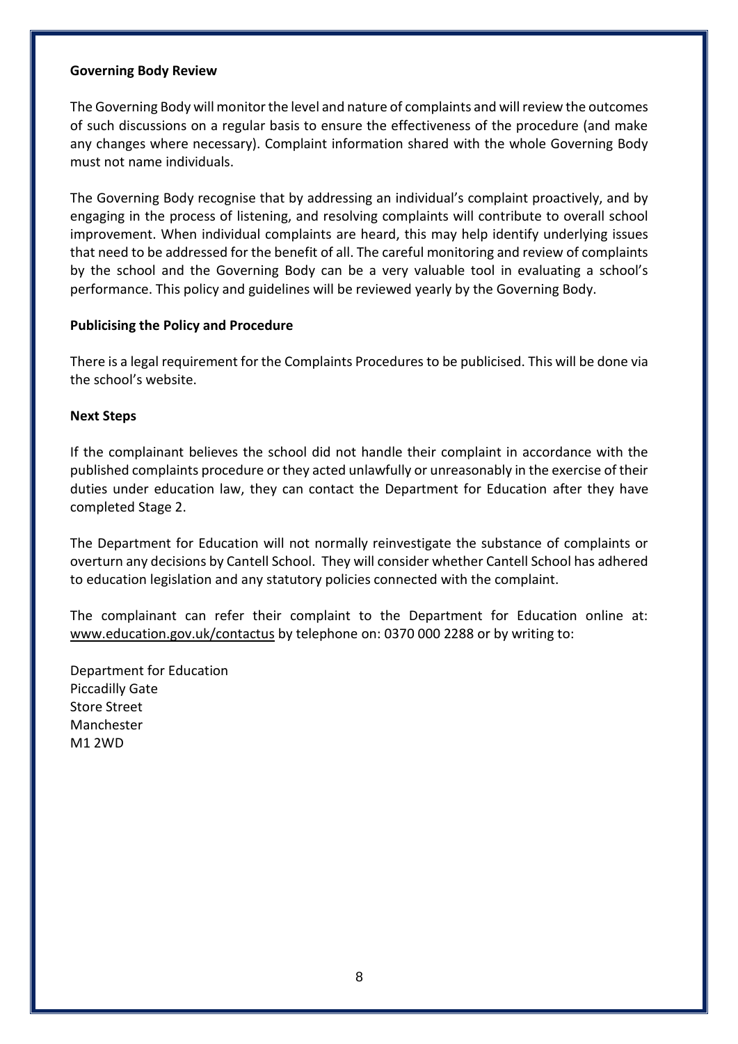**Governing Body Review**

The Governing Body will monitor the level and nature of complaints and will review the outcomes of such discussions on a regular basis to ensure the effectiveness of the procedure (and make any changes where necessary). Complaint information shared with the whole Governing Body must not name individuals.

The Governing Body recognise that by addressing an individual's complaint proactively, and by engaging in the process of listening, and resolving complaints will contribute to overall school improvement. When individual complaints are heard, this may help identify underlying issues that need to be addressed for the benefit of all. The careful monitoring and review of complaints by the school and the Governing Body can be a very valuable tool in evaluating a school's performance. This policy and guidelines will be reviewed yearly by the Governing Body.

**Publicising the Policy and Procedure**

There is a legal requirement for the Complaints Procedures to be publicised. This will be done via the school's website.

**Next Steps**

If the complainant believes the school did not handle their complaint in accordance with the published complaints procedure or they acted unlawfully or unreasonably in the exercise of their duties under education law, they can contact the Department for Education after they have completed Stage 2.

The Department for Education will not normally reinvestigate the substance of complaints or overturn any decisions by Cantell School. They will consider whether Cantell School has adhered to education legislation and any statutory policies connected with the complaint.

The complainant can refer their complaint to the Department for Education online at: www.education.gov.uk/contactus by telephone on: 0370 000 2288 or by writing to:

Department for Education  
Piccadilly Gate  
Store Street  
Manchester  
M1 2WD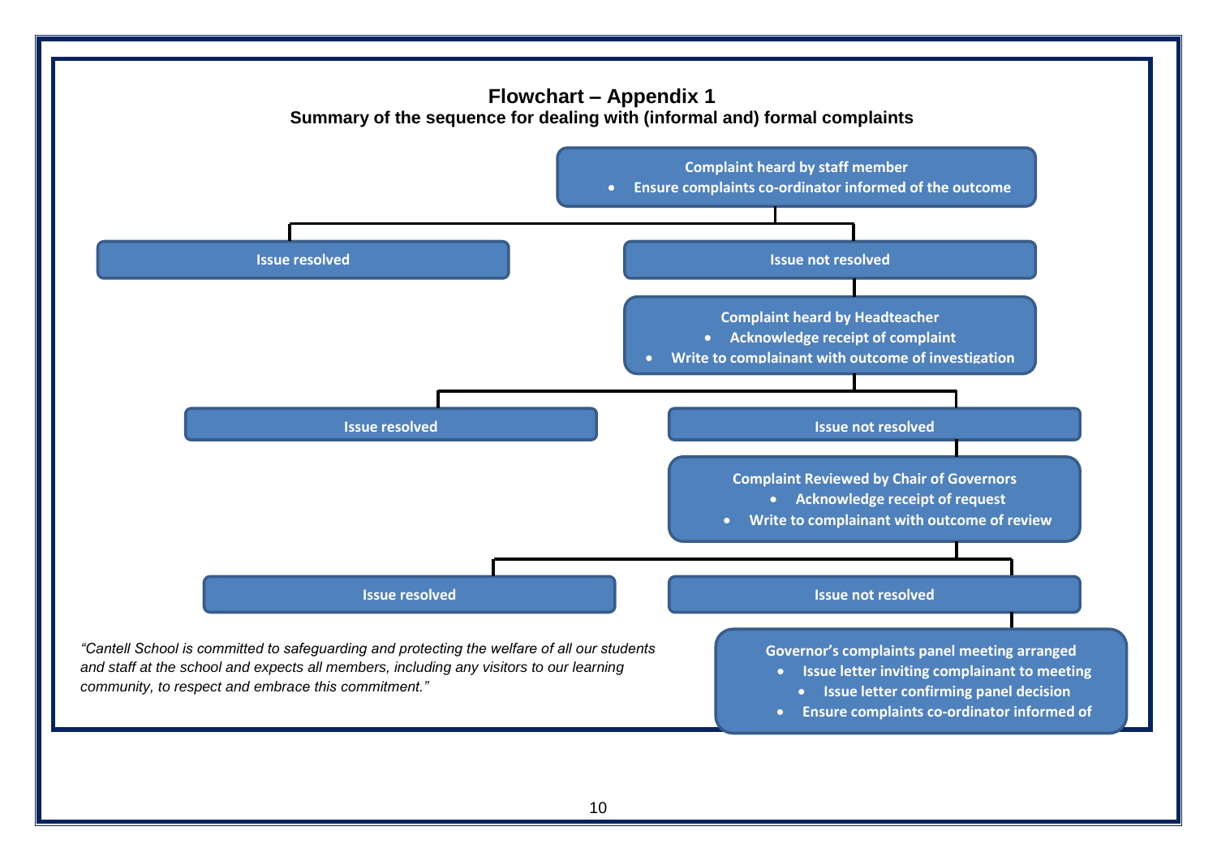# Flowchart – Appendix 1

**Summary of the sequence for dealing with (informal and) formal complaints**

**Complaint heard by staff member**
- Ensure complaints co-ordinator informed of the outcome

**Issue resolved**

**Issue not resolved**

**Complaint heard by Headteacher**
- Acknowledge receipt of complaint
- Write to complainant with outcome of investigation

**Issue resolved**

**Issue not resolved**

**Complaint Reviewed by Chair of Governors**
- Acknowledge receipt of request
- Write to complainant with outcome of review

**Issue resolved**

**Issue not resolved**

**Governor's complaints panel meeting arranged**
- Issue letter inviting complainant to meeting
- Issue letter confirming panel decision
- Ensure complaints co-ordinator informed of

*"Cantell School is committed to safeguarding and protecting the welfare of all our students and staff at the school and expects all members, including any visitors to our learning community, to respect and embrace this commitment."*